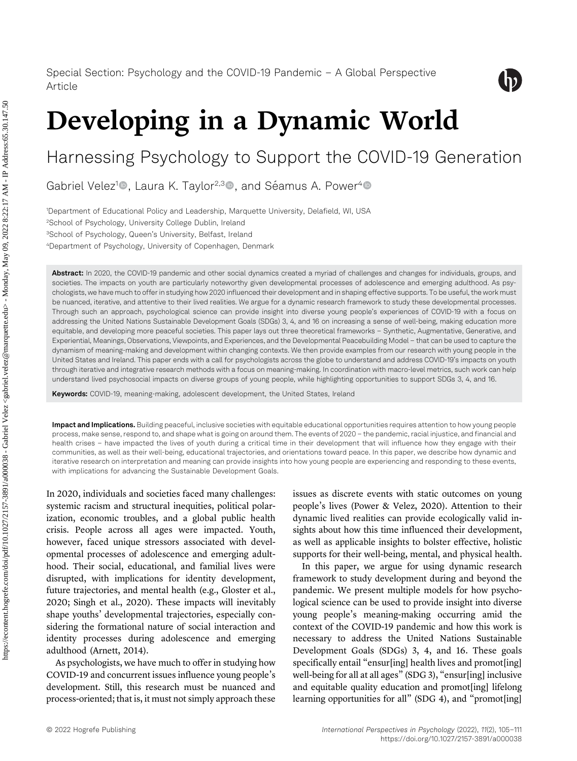Special Section: Psychology and the COVID-19 Pandemic – A Global Perspective
Article

# Developing in a Dynamic World

## Harnessing Psychology to Support the COVID-19 Generation

Gabriel Velez[1], Laura K. Taylor[2,3], and Séamus A. Power[4]

[1]Department of Educational Policy and Leadership, Marquette University, Delafield, WI, USA
[2]School of Psychology, University College Dublin, Ireland
[3]School of Psychology, Queen's University, Belfast, Ireland
[4]Department of Psychology, University of Copenhagen, Denmark

**Abstract:** In 2020, the COVID-19 pandemic and other social dynamics created a myriad of challenges and changes for individuals, groups, and societies. The impacts on youth are particularly noteworthy given developmental processes of adolescence and emerging adulthood. As psychologists, we have much to offer in studying how 2020 influenced their development and in shaping effective supports. To be useful, the work must be nuanced, iterative, and attentive to their lived realities. We argue for a dynamic research framework to study these developmental processes. Through such an approach, psychological science can provide insight into diverse young people's experiences of COVID-19 with a focus on addressing the United Nations Sustainable Development Goals (SDGs) 3, 4, and 16 on increasing a sense of well-being, making education more equitable, and developing more peaceful societies. This paper lays out three theoretical frameworks – Synthetic, Augmentative, Generative, and Experiential, Meanings, Observations, Viewpoints, and Experiences, and the Developmental Peacebuilding Model – that can be used to capture the dynamism of meaning-making and development within changing contexts. We then provide examples from our research with young people in the United States and Ireland. This paper ends with a call for psychologists across the globe to understand and address COVID-19's impacts on youth through iterative and integrative research methods with a focus on meaning-making. In coordination with macro-level metrics, such work can help understand lived psychosocial impacts on diverse groups of young people, while highlighting opportunities to support SDGs 3, 4, and 16.

**Keywords:** COVID-19, meaning-making, adolescent development, the United States, Ireland

**Impact and Implications.** Building peaceful, inclusive societies with equitable educational opportunities requires attention to how young people process, make sense, respond to, and shape what is going on around them. The events of 2020 – the pandemic, racial injustice, and financial and health crises – have impacted the lives of youth during a critical time in their development that will influence how they engage with their communities, as well as their well-being, educational trajectories, and orientations toward peace. In this paper, we describe how dynamic and iterative research on interpretation and meaning can provide insights into how young people are experiencing and responding to these events, with implications for advancing the Sustainable Development Goals.

In 2020, individuals and societies faced many challenges: systemic racism and structural inequities, political polarization, economic troubles, and a global public health crisis. People across all ages were impacted. Youth, however, faced unique stressors associated with developmental processes of adolescence and emerging adulthood. Their social, educational, and familial lives were disrupted, with implications for identity development, future trajectories, and mental health (e.g., Gloster et al., 2020; Singh et al., 2020). These impacts will inevitably shape youths' developmental trajectories, especially considering the formational nature of social interaction and identity processes during adolescence and emerging adulthood (Arnett, 2014).

As psychologists, we have much to offer in studying how COVID-19 and concurrent issues influence young people's development. Still, this research must be nuanced and process-oriented; that is, it must not simply approach these issues as discrete events with static outcomes on young people's lives (Power & Velez, 2020). Attention to their dynamic lived realities can provide ecologically valid insights about how this time influenced their development, as well as applicable insights to bolster effective, holistic supports for their well-being, mental, and physical health.

In this paper, we argue for using dynamic research framework to study development during and beyond the pandemic. We present multiple models for how psychological science can be used to provide insight into diverse young people's meaning-making occurring amid the context of the COVID-19 pandemic and how this work is necessary to address the United Nations Sustainable Development Goals (SDGs) 3, 4, and 16. These goals specifically entail "ensur[ing] health lives and promot[ing] well-being for all at all ages" (SDG 3), "ensur[ing] inclusive and equitable quality education and promot[ing] lifelong learning opportunities for all" (SDG 4), and "promot[ing]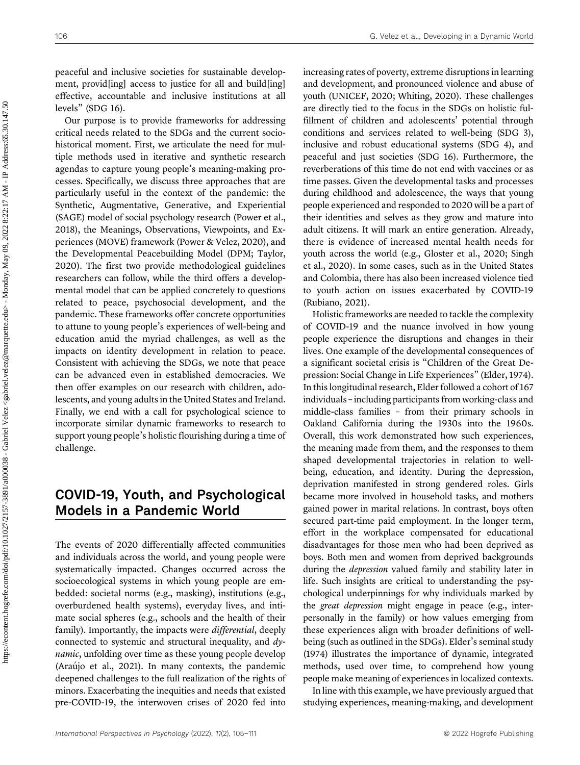peaceful and inclusive societies for sustainable development, provid[ing] access to justice for all and build[ing] effective, accountable and inclusive institutions at all levels" (SDG 16).

Our purpose is to provide frameworks for addressing critical needs related to the SDGs and the current sociohistorical moment. First, we articulate the need for multiple methods used in iterative and synthetic research agendas to capture young people's meaning-making processes. Specifically, we discuss three approaches that are particularly useful in the context of the pandemic: the Synthetic, Augmentative, Generative, and Experiential (SAGE) model of social psychology research (Power et al., 2018), the Meanings, Observations, Viewpoints, and Experiences (MOVE) framework (Power & Velez, 2020), and the Developmental Peacebuilding Model (DPM; Taylor, 2020). The first two provide methodological guidelines researchers can follow, while the third offers a developmental model that can be applied concretely to questions related to peace, psychosocial development, and the pandemic. These frameworks offer concrete opportunities to attune to young people's experiences of well-being and education amid the myriad challenges, as well as the impacts on identity development in relation to peace. Consistent with achieving the SDGs, we note that peace can be advanced even in established democracies. We then offer examples on our research with children, adolescents, and young adults in the United States and Ireland. Finally, we end with a call for psychological science to incorporate similar dynamic frameworks to research to support young people's holistic flourishing during a time of challenge.

## COVID-19, Youth, and Psychological Models in a Pandemic World

The events of 2020 differentially affected communities and individuals across the world, and young people were systematically impacted. Changes occurred across the socioecological systems in which young people are embedded: societal norms (e.g., masking), institutions (e.g., overburdened health systems), everyday lives, and intimate social spheres (e.g., schools and the health of their family). Importantly, the impacts were *differential*, deeply connected to systemic and structural inequality, and *dynamic*, unfolding over time as these young people develop (Araújo et al., 2021). In many contexts, the pandemic deepened challenges to the full realization of the rights of minors. Exacerbating the inequities and needs that existed pre-COVID-19, the interwoven crises of 2020 fed into increasing rates of poverty, extreme disruptions in learning and development, and pronounced violence and abuse of youth (UNICEF, 2020; Whiting, 2020). These challenges are directly tied to the focus in the SDGs on holistic fulfillment of children and adolescents' potential through conditions and services related to well-being (SDG 3), inclusive and robust educational systems (SDG 4), and peaceful and just societies (SDG 16). Furthermore, the reverberations of this time do not end with vaccines or as time passes. Given the developmental tasks and processes during childhood and adolescence, the ways that young people experienced and responded to 2020 will be a part of their identities and selves as they grow and mature into adult citizens. It will mark an entire generation. Already, there is evidence of increased mental health needs for youth across the world (e.g., Gloster et al., 2020; Singh et al., 2020). In some cases, such as in the United States and Colombia, there has also been increased violence tied to youth action on issues exacerbated by COVID-19 (Rubiano, 2021).

Holistic frameworks are needed to tackle the complexity of COVID-19 and the nuance involved in how young people experience the disruptions and changes in their lives. One example of the developmental consequences of a significant societal crisis is "Children of the Great Depression: Social Change in Life Experiences" (Elder, 1974). In this longitudinal research, Elder followed a cohort of 167 individuals – including participants from working-class and middle-class families – from their primary schools in Oakland California during the 1930s into the 1960s. Overall, this work demonstrated how such experiences, the meaning made from them, and the responses to them shaped developmental trajectories in relation to well-being, education, and identity. During the depression, deprivation manifested in strong gendered roles. Girls became more involved in household tasks, and mothers gained power in marital relations. In contrast, boys often secured part-time paid employment. In the longer term, effort in the workplace compensated for educational disadvantages for those men who had been deprived as boys. Both men and women from deprived backgrounds during the *depression* valued family and stability later in life. Such insights are critical to understanding the psychological underpinnings for why individuals marked by the *great depression* might engage in peace (e.g., interpersonally in the family) or how values emerging from these experiences align with broader definitions of well-being (such as outlined in the SDGs). Elder's seminal study (1974) illustrates the importance of dynamic, integrated methods, used over time, to comprehend how young people make meaning of experiences in localized contexts.

In line with this example, we have previously argued that studying experiences, meaning-making, and development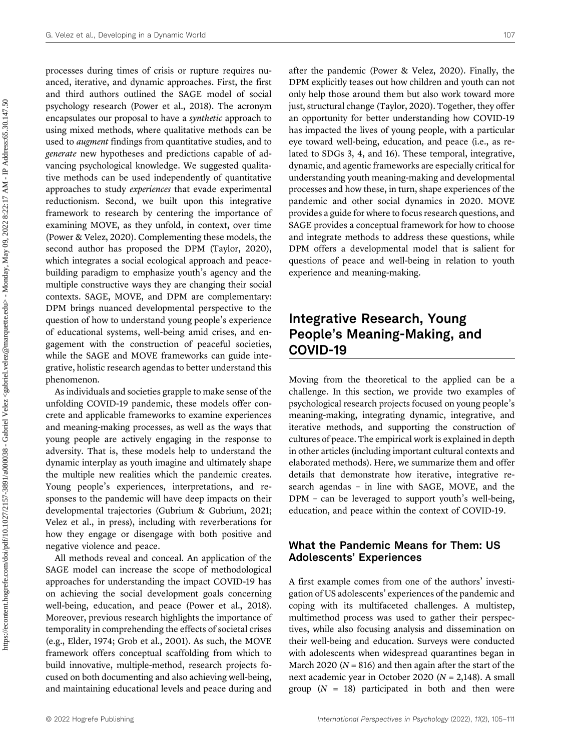processes during times of crisis or rupture requires nuanced, iterative, and dynamic approaches. First, the first and third authors outlined the SAGE model of social psychology research (Power et al., 2018). The acronym encapsulates our proposal to have a *synthetic* approach to using mixed methods, where qualitative methods can be used to *augment* findings from quantitative studies, and to *generate* new hypotheses and predictions capable of advancing psychological knowledge. We suggested qualitative methods can be used independently of quantitative approaches to study *experiences* that evade experimental reductionism. Second, we built upon this integrative framework to research by centering the importance of examining MOVE, as they unfold, in context, over time (Power & Velez, 2020). Complementing these models, the second author has proposed the DPM (Taylor, 2020), which integrates a social ecological approach and peacebuilding paradigm to emphasize youth's agency and the multiple constructive ways they are changing their social contexts. SAGE, MOVE, and DPM are complementary: DPM brings nuanced developmental perspective to the question of how to understand young people's experience of educational systems, well-being amid crises, and engagement with the construction of peaceful societies, while the SAGE and MOVE frameworks can guide integrative, holistic research agendas to better understand this phenomenon.

As individuals and societies grapple to make sense of the unfolding COVID-19 pandemic, these models offer concrete and applicable frameworks to examine experiences and meaning-making processes, as well as the ways that young people are actively engaging in the response to adversity. That is, these models help to understand the dynamic interplay as youth imagine and ultimately shape the multiple new realities which the pandemic creates. Young people's experiences, interpretations, and responses to the pandemic will have deep impacts on their developmental trajectories (Gubrium & Gubrium, 2021; Velez et al., in press), including with reverberations for how they engage or disengage with both positive and negative violence and peace.

All methods reveal and conceal. An application of the SAGE model can increase the scope of methodological approaches for understanding the impact COVID-19 has on achieving the social development goals concerning well-being, education, and peace (Power et al., 2018). Moreover, previous research highlights the importance of temporality in comprehending the effects of societal crises (e.g., Elder, 1974; Grob et al., 2001). As such, the MOVE framework offers conceptual scaffolding from which to build innovative, multiple-method, research projects focused on both documenting and also achieving well-being, and maintaining educational levels and peace during and after the pandemic (Power & Velez, 2020). Finally, the DPM explicitly teases out how children and youth can not only help those around them but also work toward more just, structural change (Taylor, 2020). Together, they offer an opportunity for better understanding how COVID-19 has impacted the lives of young people, with a particular eye toward well-being, education, and peace (i.e., as related to SDGs 3, 4, and 16). These temporal, integrative, dynamic, and agentic frameworks are especially critical for understanding youth meaning-making and developmental processes and how these, in turn, shape experiences of the pandemic and other social dynamics in 2020. MOVE provides a guide for where to focus research questions, and SAGE provides a conceptual framework for how to choose and integrate methods to address these questions, while DPM offers a developmental model that is salient for questions of peace and well-being in relation to youth experience and meaning-making.

## Integrative Research, Young People's Meaning-Making, and COVID-19

Moving from the theoretical to the applied can be a challenge. In this section, we provide two examples of psychological research projects focused on young people's meaning-making, integrating dynamic, integrative, and iterative methods, and supporting the construction of cultures of peace. The empirical work is explained in depth in other articles (including important cultural contexts and elaborated methods). Here, we summarize them and offer details that demonstrate how iterative, integrative research agendas – in line with SAGE, MOVE, and the DPM – can be leveraged to support youth's well-being, education, and peace within the context of COVID-19.

### What the Pandemic Means for Them: US Adolescents' Experiences

A first example comes from one of the authors' investigation of US adolescents' experiences of the pandemic and coping with its multifaceted challenges. A multistep, multimethod process was used to gather their perspectives, while also focusing analysis and dissemination on their well-being and education. Surveys were conducted with adolescents when widespread quarantines began in March 2020 ($N$ = 816) and then again after the start of the next academic year in October 2020 ($N$ = 2,148). A small group ($N$ = 18) participated in both and then were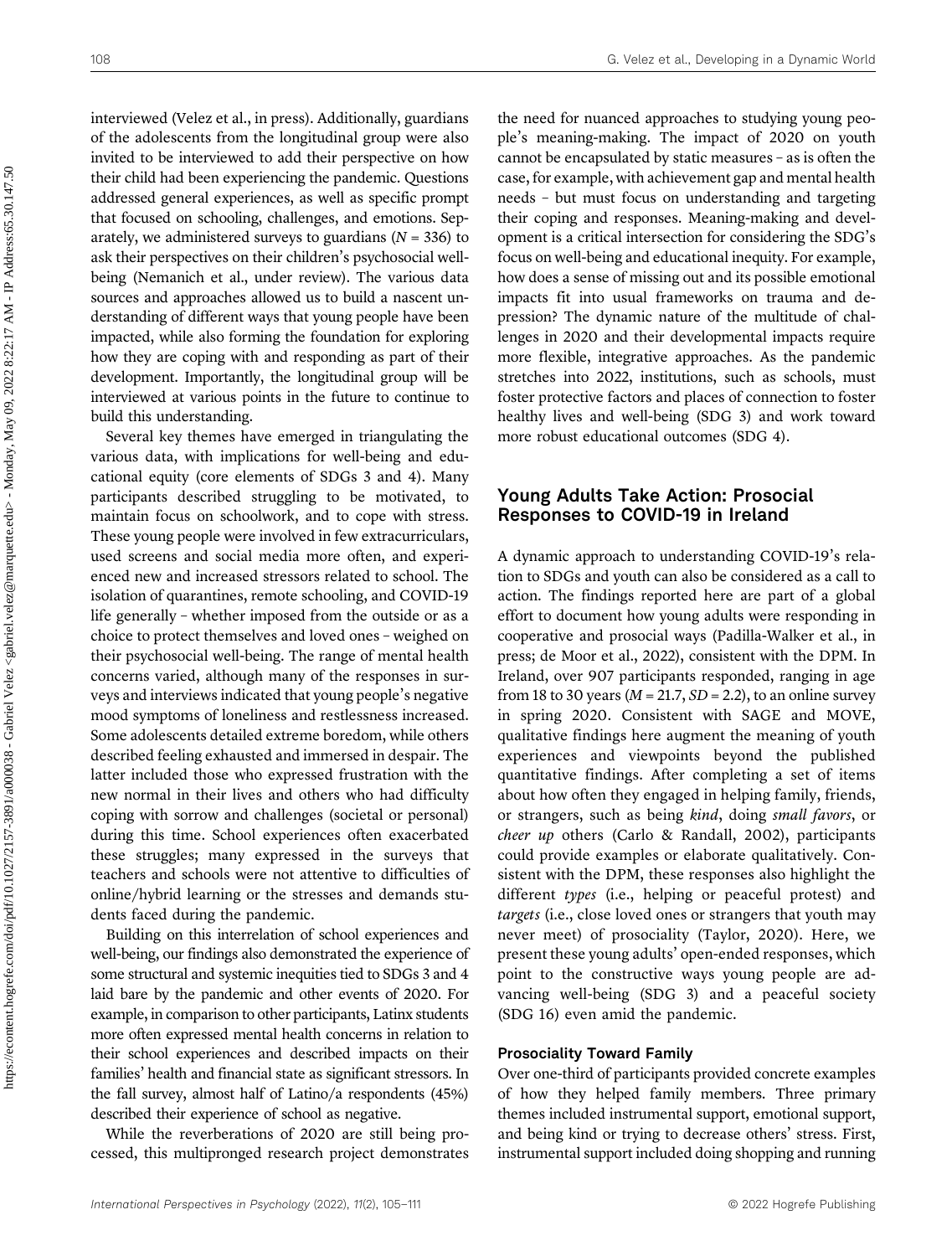interviewed (Velez et al., in press). Additionally, guardians of the adolescents from the longitudinal group were also invited to be interviewed to add their perspective on how their child had been experiencing the pandemic. Questions addressed general experiences, as well as specific prompt that focused on schooling, challenges, and emotions. Separately, we administered surveys to guardians (*N* = 336) to ask their perspectives on their children's psychosocial well-being (Nemanich et al., under review). The various data sources and approaches allowed us to build a nascent understanding of different ways that young people have been impacted, while also forming the foundation for exploring how they are coping with and responding as part of their development. Importantly, the longitudinal group will be interviewed at various points in the future to continue to build this understanding.

Several key themes have emerged in triangulating the various data, with implications for well-being and educational equity (core elements of SDGs 3 and 4). Many participants described struggling to be motivated, to maintain focus on schoolwork, and to cope with stress. These young people were involved in few extracurriculars, used screens and social media more often, and experienced new and increased stressors related to school. The isolation of quarantines, remote schooling, and COVID-19 life generally – whether imposed from the outside or as a choice to protect themselves and loved ones – weighed on their psychosocial well-being. The range of mental health concerns varied, although many of the responses in surveys and interviews indicated that young people's negative mood symptoms of loneliness and restlessness increased. Some adolescents detailed extreme boredom, while others described feeling exhausted and immersed in despair. The latter included those who expressed frustration with the new normal in their lives and others who had difficulty coping with sorrow and challenges (societal or personal) during this time. School experiences often exacerbated these struggles; many expressed in the surveys that teachers and schools were not attentive to difficulties of online/hybrid learning or the stresses and demands students faced during the pandemic.

Building on this interrelation of school experiences and well-being, our findings also demonstrated the experience of some structural and systemic inequities tied to SDGs 3 and 4 laid bare by the pandemic and other events of 2020. For example, in comparison to other participants, Latinx students more often expressed mental health concerns in relation to their school experiences and described impacts on their families' health and financial state as significant stressors. In the fall survey, almost half of Latino/a respondents (45%) described their experience of school as negative.

While the reverberations of 2020 are still being processed, this multipronged research project demonstrates the need for nuanced approaches to studying young people's meaning-making. The impact of 2020 on youth cannot be encapsulated by static measures – as is often the case, for example, with achievement gap and mental health needs – but must focus on understanding and targeting their coping and responses. Meaning-making and development is a critical intersection for considering the SDG's focus on well-being and educational inequity. For example, how does a sense of missing out and its possible emotional impacts fit into usual frameworks on trauma and depression? The dynamic nature of the multitude of challenges in 2020 and their developmental impacts require more flexible, integrative approaches. As the pandemic stretches into 2022, institutions, such as schools, must foster protective factors and places of connection to foster healthy lives and well-being (SDG 3) and work toward more robust educational outcomes (SDG 4).

## Young Adults Take Action: Prosocial Responses to COVID-19 in Ireland

A dynamic approach to understanding COVID-19's relation to SDGs and youth can also be considered as a call to action. The findings reported here are part of a global effort to document how young adults were responding in cooperative and prosocial ways (Padilla-Walker et al., in press; de Moor et al., 2022), consistent with the DPM. In Ireland, over 907 participants responded, ranging in age from 18 to 30 years (*M* = 21.7, *SD* = 2.2), to an online survey in spring 2020. Consistent with SAGE and MOVE, qualitative findings here augment the meaning of youth experiences and viewpoints beyond the published quantitative findings. After completing a set of items about how often they engaged in helping family, friends, or strangers, such as being *kind*, doing *small favors*, or *cheer up* others (Carlo & Randall, 2002), participants could provide examples or elaborate qualitatively. Consistent with the DPM, these responses also highlight the different *types* (i.e., helping or peaceful protest) and *targets* (i.e., close loved ones or strangers that youth may never meet) of prosociality (Taylor, 2020). Here, we present these young adults' open-ended responses, which point to the constructive ways young people are advancing well-being (SDG 3) and a peaceful society (SDG 16) even amid the pandemic.

### Prosociality Toward Family

Over one-third of participants provided concrete examples of how they helped family members. Three primary themes included instrumental support, emotional support, and being kind or trying to decrease others' stress. First, instrumental support included doing shopping and running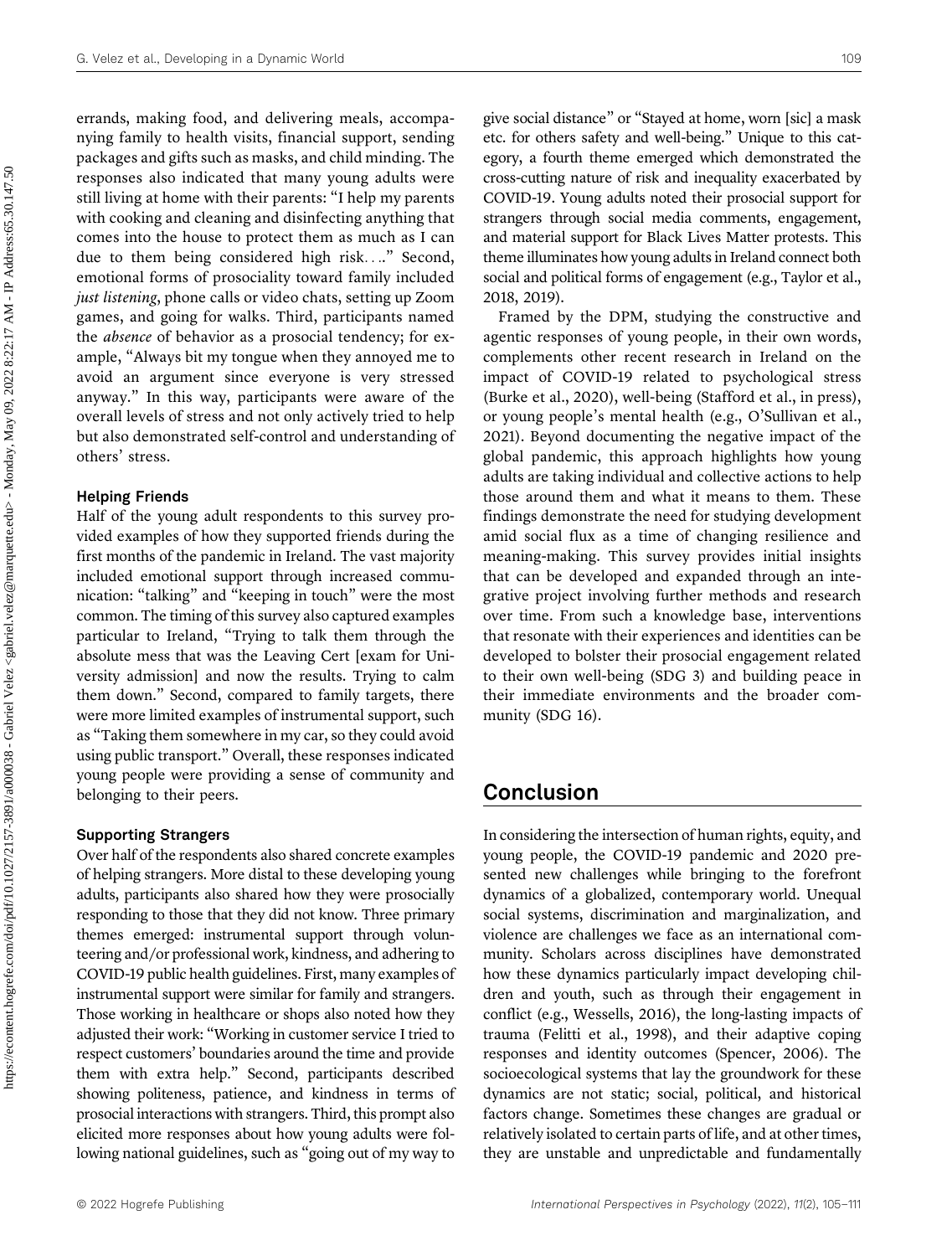errands, making food, and delivering meals, accompanying family to health visits, financial support, sending packages and gifts such as masks, and child minding. The responses also indicated that many young adults were still living at home with their parents: "I help my parents with cooking and cleaning and disinfecting anything that comes into the house to protect them as much as I can due to them being considered high risk...." Second, emotional forms of prosociality toward family included *just listening*, phone calls or video chats, setting up Zoom games, and going for walks. Third, participants named the *absence* of behavior as a prosocial tendency; for example, "Always bit my tongue when they annoyed me to avoid an argument since everyone is very stressed anyway." In this way, participants were aware of the overall levels of stress and not only actively tried to help but also demonstrated self-control and understanding of others' stress.

#### Helping Friends

Half of the young adult respondents to this survey provided examples of how they supported friends during the first months of the pandemic in Ireland. The vast majority included emotional support through increased communication: "talking" and "keeping in touch" were the most common. The timing of this survey also captured examples particular to Ireland, "Trying to talk them through the absolute mess that was the Leaving Cert [exam for University admission] and now the results. Trying to calm them down." Second, compared to family targets, there were more limited examples of instrumental support, such as "Taking them somewhere in my car, so they could avoid using public transport." Overall, these responses indicated young people were providing a sense of community and belonging to their peers.

#### Supporting Strangers

Over half of the respondents also shared concrete examples of helping strangers. More distal to these developing young adults, participants also shared how they were prosocially responding to those that they did not know. Three primary themes emerged: instrumental support through volunteering and/or professional work, kindness, and adhering to COVID-19 public health guidelines. First, many examples of instrumental support were similar for family and strangers. Those working in healthcare or shops also noted how they adjusted their work: "Working in customer service I tried to respect customers' boundaries around the time and provide them with extra help." Second, participants described showing politeness, patience, and kindness in terms of prosocial interactions with strangers. Third, this prompt also elicited more responses about how young adults were following national guidelines, such as "going out of my way to give social distance" or "Stayed at home, worn [sic] a mask etc. for others safety and well-being." Unique to this category, a fourth theme emerged which demonstrated the cross-cutting nature of risk and inequality exacerbated by COVID-19. Young adults noted their prosocial support for strangers through social media comments, engagement, and material support for Black Lives Matter protests. This theme illuminates how young adults in Ireland connect both social and political forms of engagement (e.g., Taylor et al., 2018, 2019).

Framed by the DPM, studying the constructive and agentic responses of young people, in their own words, complements other recent research in Ireland on the impact of COVID-19 related to psychological stress (Burke et al., 2020), well-being (Stafford et al., in press), or young people's mental health (e.g., O'Sullivan et al., 2021). Beyond documenting the negative impact of the global pandemic, this approach highlights how young adults are taking individual and collective actions to help those around them and what it means to them. These findings demonstrate the need for studying development amid social flux as a time of changing resilience and meaning-making. This survey provides initial insights that can be developed and expanded through an integrative project involving further methods and research over time. From such a knowledge base, interventions that resonate with their experiences and identities can be developed to bolster their prosocial engagement related to their own well-being (SDG 3) and building peace in their immediate environments and the broader community (SDG 16).

## Conclusion

In considering the intersection of human rights, equity, and young people, the COVID-19 pandemic and 2020 presented new challenges while bringing to the forefront dynamics of a globalized, contemporary world. Unequal social systems, discrimination and marginalization, and violence are challenges we face as an international community. Scholars across disciplines have demonstrated how these dynamics particularly impact developing children and youth, such as through their engagement in conflict (e.g., Wessells, 2016), the long-lasting impacts of trauma (Felitti et al., 1998), and their adaptive coping responses and identity outcomes (Spencer, 2006). The socioecological systems that lay the groundwork for these dynamics are not static; social, political, and historical factors change. Sometimes these changes are gradual or relatively isolated to certain parts of life, and at other times, they are unstable and unpredictable and fundamentally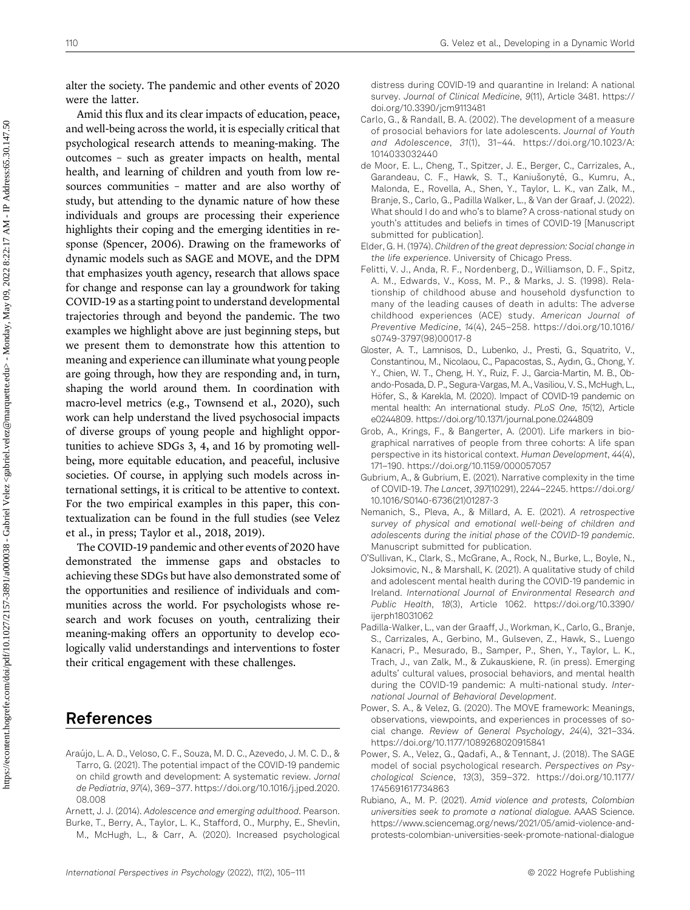alter the society. The pandemic and other events of 2020 were the latter.

Amid this flux and its clear impacts of education, peace, and well-being across the world, it is especially critical that psychological research attends to meaning-making. The outcomes – such as greater impacts on health, mental health, and learning of children and youth from low resources communities – matter and are also worthy of study, but attending to the dynamic nature of how these individuals and groups are processing their experience highlights their coping and the emerging identities in response (Spencer, 2006). Drawing on the frameworks of dynamic models such as SAGE and MOVE, and the DPM that emphasizes youth agency, research that allows space for change and response can lay a groundwork for taking COVID-19 as a starting point to understand developmental trajectories through and beyond the pandemic. The two examples we highlight above are just beginning steps, but we present them to demonstrate how this attention to meaning and experience can illuminate what young people are going through, how they are responding and, in turn, shaping the world around them. In coordination with macro-level metrics (e.g., Townsend et al., 2020), such work can help understand the lived psychosocial impacts of diverse groups of young people and highlight opportunities to achieve SDGs 3, 4, and 16 by promoting well-being, more equitable education, and peaceful, inclusive societies. Of course, in applying such models across international settings, it is critical to be attentive to context. For the two empirical examples in this paper, this contextualization can be found in the full studies (see Velez et al., in press; Taylor et al., 2018, 2019).

The COVID-19 pandemic and other events of 2020 have demonstrated the immense gaps and obstacles to achieving these SDGs but have also demonstrated some of the opportunities and resilience of individuals and communities across the world. For psychologists whose research and work focuses on youth, centralizing their meaning-making offers an opportunity to develop ecologically valid understandings and interventions to foster their critical engagement with these challenges.

## References

Araújo, L. A. D., Veloso, C. F., Souza, M. D. C., Azevedo, J. M. C. D., & Tarro, G. (2021). The potential impact of the COVID-19 pandemic on child growth and development: A systematic review. *Jornal de Pediatria*, *97*(4), 369–377. https://doi.org/10.1016/j.jped.2020.08.008

Arnett, J. J. (2014). *Adolescence and emerging adulthood*. Pearson.

Burke, T., Berry, A., Taylor, L. K., Stafford, O., Murphy, E., Shevlin, M., McHugh, L., & Carr, A. (2020). Increased psychological distress during COVID-19 and quarantine in Ireland: A national survey. *Journal of Clinical Medicine*, *9*(11), Article 3481. https://doi.org/10.3390/jcm9113481

Carlo, G., & Randall, B. A. (2002). The development of a measure of prosocial behaviors for late adolescents. *Journal of Youth and Adolescence*, *31*(1), 31–44. https://doi.org/10.1023/A:1014033032440

de Moor, E. L., Cheng, T., Spitzer, J. E., Berger, C., Carrizales, A., Garandeau, C. F., Hawk, S. T., Kaniušonytė, G., Kumru, A., Malonda, E., Rovella, A., Shen, Y., Taylor, L. K., van Zalk, M., Branje, S., Carlo, G., Padilla Walker, L., & Van der Graaf, J. (2022). What should I do and who's to blame? A cross-national study on youth's attitudes and beliefs in times of COVID-19 [Manuscript submitted for publication].

Elder, G. H. (1974). *Children of the great depression: Social change in the life experience*. University of Chicago Press.

Felitti, V. J., Anda, R. F., Nordenberg, D., Williamson, D. F., Spitz, A. M., Edwards, V., Koss, M. P., & Marks, J. S. (1998). Relationship of childhood abuse and household dysfunction to many of the leading causes of death in adults: The adverse childhood experiences (ACE) study. *American Journal of Preventive Medicine*, *14*(4), 245–258. https://doi.org/10.1016/s0749-3797(98)00017-8

Gloster, A. T., Lamnisos, D., Lubenko, J., Presti, G., Squatrito, V., Constantinou, M., Nicolaou, C., Papacostas, S., Aydın, G., Chong, Y. Y., Chien, W. T., Cheng, H. Y., Ruiz, F. J., Garcia-Martin, M. B., Obando-Posada, D. P., Segura-Vargas, M. A., Vasiliou, V. S., McHugh, L., Höfer, S., & Karekla, M. (2020). Impact of COVID-19 pandemic on mental health: An international study. *PLoS One*, *15*(12), Article e0244809. https://doi.org/10.1371/journal.pone.0244809

Grob, A., Krings, F., & Bangerter, A. (2001). Life markers in biographical narratives of people from three cohorts: A life span perspective in its historical context. *Human Development*, *44*(4), 171–190. https://doi.org/10.1159/000057057

Gubrium, A., & Gubrium, E. (2021). Narrative complexity in the time of COVID-19. *The Lancet*, *397*(10291), 2244–2245. https://doi.org/10.1016/S0140-6736(21)01287-3

Nemanich, S., Pleva, A., & Millard, A. E. (2021). *A retrospective survey of physical and emotional well-being of children and adolescents during the initial phase of the COVID-19 pandemic*. Manuscript submitted for publication.

O'Sullivan, K., Clark, S., McGrane, A., Rock, N., Burke, L., Boyle, N., Joksimovic, N., & Marshall, K. (2021). A qualitative study of child and adolescent mental health during the COVID-19 pandemic in Ireland. *International Journal of Environmental Research and Public Health*, *18*(3), Article 1062. https://doi.org/10.3390/ijerph18031062

Padilla-Walker, L., van der Graaff, J., Workman, K., Carlo, G., Branje, S., Carrizales, A., Gerbino, M., Gulseven, Z., Hawk, S., Luengo Kanacri, P., Mesurado, B., Samper, P., Shen, Y., Taylor, L. K., Trach, J., van Zalk, M., & Zukauskiene, R. (in press). Emerging adults' cultural values, prosocial behaviors, and mental health during the COVID-19 pandemic: A multi-national study. *International Journal of Behavioral Development*.

Power, S. A., & Velez, G. (2020). The MOVE framework: Meanings, observations, viewpoints, and experiences in processes of social change. *Review of General Psychology*, *24*(4), 321–334. https://doi.org/10.1177/1089268020915841

Power, S. A., Velez, G., Qadafi, A., & Tennant, J. (2018). The SAGE model of social psychological research. *Perspectives on Psychological Science*, *13*(3), 359–372. https://doi.org/10.1177/1745691617734863

Rubiano, A., M. P. (2021). *Amid violence and protests, Colombian universities seek to promote a national dialogue*. AAAS Science. https://www.sciencemag.org/news/2021/05/amid-violence-and-protests-colombian-universities-seek-promote-national-dialogue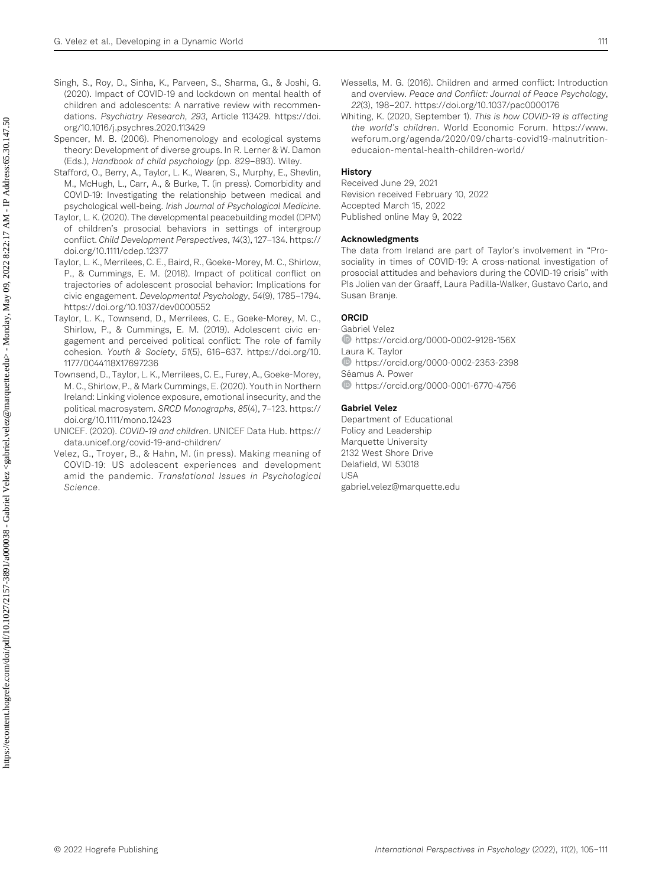Singh, S., Roy, D., Sinha, K., Parveen, S., Sharma, G., & Joshi, G. (2020). Impact of COVID-19 and lockdown on mental health of children and adolescents: A narrative review with recommendations. *Psychiatry Research*, *293*, Article 113429. https://doi.org/10.1016/j.psychres.2020.113429

Spencer, M. B. (2006). Phenomenology and ecological systems theory: Development of diverse groups. In R. Lerner & W. Damon (Eds.), *Handbook of child psychology* (pp. 829–893). Wiley.

Stafford, O., Berry, A., Taylor, L. K., Wearen, S., Murphy, E., Shevlin, M., McHugh, L., Carr, A., & Burke, T. (in press). Comorbidity and COVID-19: Investigating the relationship between medical and psychological well-being. *Irish Journal of Psychological Medicine*.

Taylor, L. K. (2020). The developmental peacebuilding model (DPM) of children's prosocial behaviors in settings of intergroup conflict. *Child Development Perspectives*, *14*(3), 127–134. https://doi.org/10.1111/cdep.12377

Taylor, L. K., Merrilees, C. E., Baird, R., Goeke-Morey, M. C., Shirlow, P., & Cummings, E. M. (2018). Impact of political conflict on trajectories of adolescent prosocial behavior: Implications for civic engagement. *Developmental Psychology*, *54*(9), 1785–1794. https://doi.org/10.1037/dev0000552

Taylor, L. K., Townsend, D., Merrilees, C. E., Goeke-Morey, M. C., Shirlow, P., & Cummings, E. M. (2019). Adolescent civic engagement and perceived political conflict: The role of family cohesion. *Youth & Society*, *51*(5), 616–637. https://doi.org/10.1177/0044118X17697236

Townsend, D., Taylor, L. K., Merrilees, C. E., Furey, A., Goeke-Morey, M. C., Shirlow, P., & Mark Cummings, E. (2020). Youth in Northern Ireland: Linking violence exposure, emotional insecurity, and the political macrosystem. *SRCD Monographs*, *85*(4), 7–123. https://doi.org/10.1111/mono.12423

UNICEF. (2020). *COVID-19 and children*. UNICEF Data Hub. https://data.unicef.org/covid-19-and-children/

Velez, G., Troyer, B., & Hahn, M. (in press). Making meaning of COVID-19: US adolescent experiences and development amid the pandemic. *Translational Issues in Psychological Science*.

Wessells, M. G. (2016). Children and armed conflict: Introduction and overview. *Peace and Conflict: Journal of Peace Psychology*, *22*(3), 198–207. https://doi.org/10.1037/pac0000176

Whiting, K. (2020, September 1). *This is how COVID-19 is affecting the world's children*. World Economic Forum. https://www.weforum.org/agenda/2020/09/charts-covid19-malnutrition-educaion-mental-health-children-world/

### History

Received June 29, 2021
Revision received February 10, 2022
Accepted March 15, 2022
Published online May 9, 2022

### Acknowledgments

The data from Ireland are part of Taylor's involvement in "Prosociality in times of COVID-19: A cross-national investigation of prosocial attitudes and behaviors during the COVID-19 crisis" with PIs Jolien van der Graaff, Laura Padilla-Walker, Gustavo Carlo, and Susan Branje.

### ORCID

Gabriel Velez
https://orcid.org/0000-0002-9128-156X
Laura K. Taylor
https://orcid.org/0000-0002-2353-2398
Séamus A. Power
https://orcid.org/0000-0001-6770-4756

### Gabriel Velez

Department of Educational Policy and Leadership
Marquette University
2132 West Shore Drive
Delafield, WI 53018
USA
gabriel.velez@marquette.edu